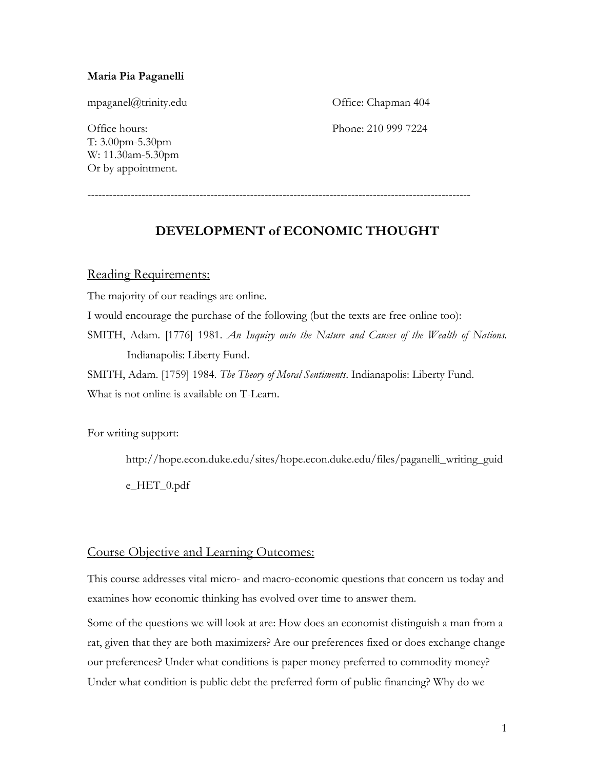**Maria Pia Paganelli**

mpaganel@trinity.edu

Office: Chapman 404

Office hours:
T: 3.00pm-5.30pm
W: 11.30am-5.30pm
Or by appointment.

Phone: 210 999 7224

---

## DEVELOPMENT of ECONOMIC THOUGHT

### Reading Requirements:

The majority of our readings are online.

I would encourage the purchase of the following (but the texts are free online too):

SMITH, Adam. [1776] 1981. *An Inquiry onto the Nature and Causes of the Wealth of Nations*. Indianapolis: Liberty Fund.

SMITH, Adam. [1759] 1984. *The Theory of Moral Sentiments*. Indianapolis: Liberty Fund.

What is not online is available on T-Learn.

For writing support:

http://hope.econ.duke.edu/sites/hope.econ.duke.edu/files/paganelli_writing_guide_HET_0.pdf

### Course Objective and Learning Outcomes:

This course addresses vital micro- and macro-economic questions that concern us today and examines how economic thinking has evolved over time to answer them.

Some of the questions we will look at are: How does an economist distinguish a man from a rat, given that they are both maximizers? Are our preferences fixed or does exchange change our preferences? Under what conditions is paper money preferred to commodity money? Under what condition is public debt the preferred form of public financing? Why do we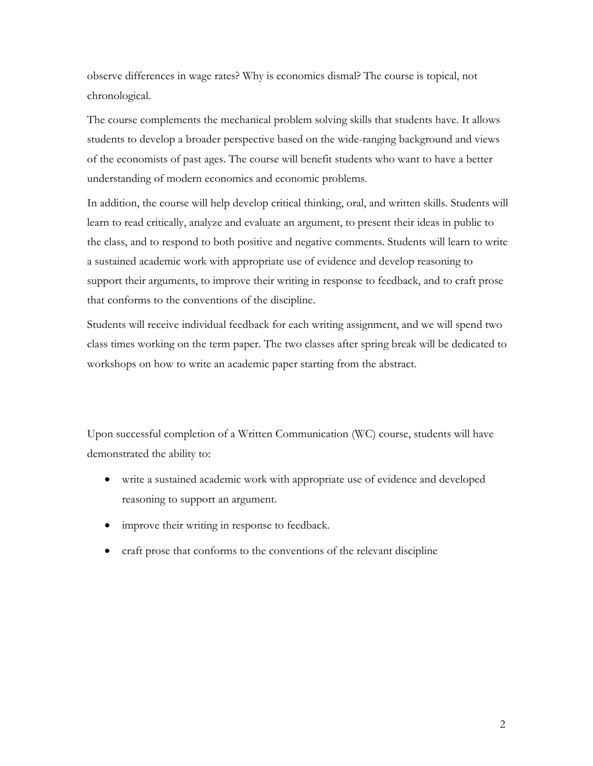observe differences in wage rates? Why is economics dismal? The course is topical, not chronological.

The course complements the mechanical problem solving skills that students have. It allows students to develop a broader perspective based on the wide-ranging background and views of the economists of past ages. The course will benefit students who want to have a better understanding of modern economics and economic problems.

In addition, the course will help develop critical thinking, oral, and written skills. Students will learn to read critically, analyze and evaluate an argument, to present their ideas in public to the class, and to respond to both positive and negative comments. Students will learn to write a sustained academic work with appropriate use of evidence and develop reasoning to support their arguments, to improve their writing in response to feedback, and to craft prose that conforms to the conventions of the discipline.

Students will receive individual feedback for each writing assignment, and we will spend two class times working on the term paper. The two classes after spring break will be dedicated to workshops on how to write an academic paper starting from the abstract.

Upon successful completion of a Written Communication (WC) course, students will have demonstrated the ability to:

- write a sustained academic work with appropriate use of evidence and developed reasoning to support an argument.
- improve their writing in response to feedback.
- craft prose that conforms to the conventions of the relevant discipline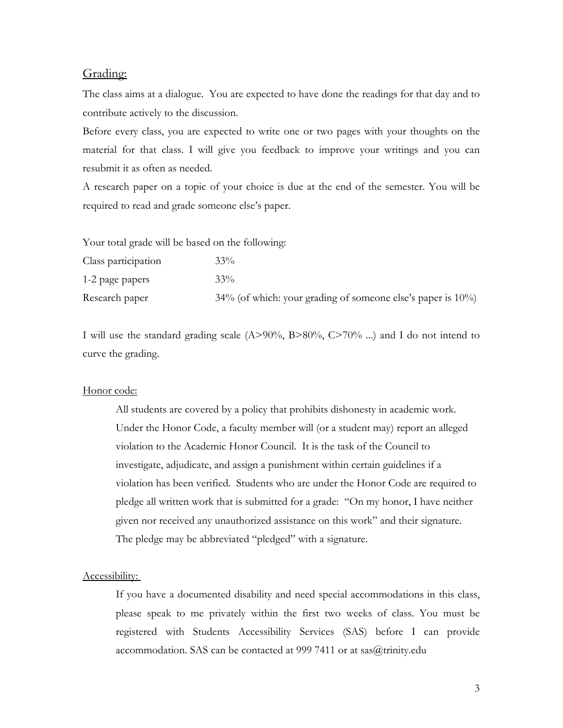## Grading:

The class aims at a dialogue. You are expected to have done the readings for that day and to contribute actively to the discussion.

Before every class, you are expected to write one or two pages with your thoughts on the material for that class. I will give you feedback to improve your writings and you can resubmit it as often as needed.

A research paper on a topic of your choice is due at the end of the semester. You will be required to read and grade someone else's paper.

Your total grade will be based on the following:

| | |
|---|---|
| Class participation | 33% |
| 1-2 page papers | 33% |
| Research paper | 34% (of which: your grading of someone else's paper is 10%) |

I will use the standard grading scale (A>90%, B>80%, C>70% ...) and I do not intend to curve the grading.

### Honor code:

> All students are covered by a policy that prohibits dishonesty in academic work. Under the Honor Code, a faculty member will (or a student may) report an alleged violation to the Academic Honor Council. It is the task of the Council to investigate, adjudicate, and assign a punishment within certain guidelines if a violation has been verified. Students who are under the Honor Code are required to pledge all written work that is submitted for a grade: "On my honor, I have neither given nor received any unauthorized assistance on this work" and their signature. The pledge may be abbreviated "pledged" with a signature.

### Accessibility:

> If you have a documented disability and need special accommodations in this class, please speak to me privately within the first two weeks of class. You must be registered with Students Accessibility Services (SAS) before I can provide accommodation. SAS can be contacted at 999 7411 or at sas@trinity.edu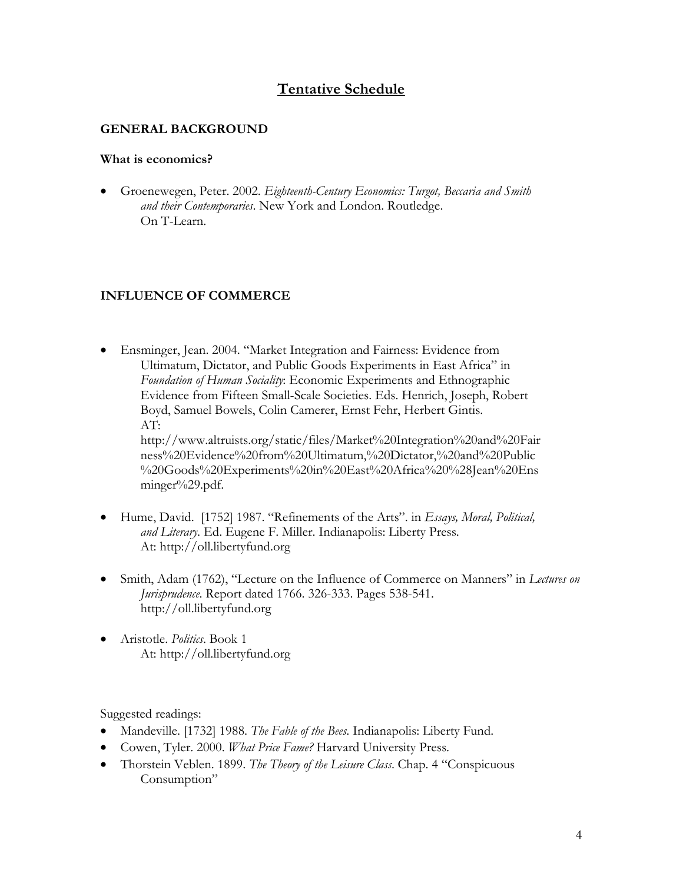# Tentative Schedule

## GENERAL BACKGROUND

### What is economics?

- Groenewegen, Peter. 2002. *Eighteenth-Century Economics: Turgot, Beccaria and Smith and their Contemporaries*. New York and London. Routledge.
  On T-Learn.

## INFLUENCE OF COMMERCE

- Ensminger, Jean. 2004. "Market Integration and Fairness: Evidence from Ultimatum, Dictator, and Public Goods Experiments in East Africa" in *Foundation of Human Sociality*: Economic Experiments and Ethnographic Evidence from Fifteen Small-Scale Societies. Eds. Henrich, Joseph, Robert Boyd, Samuel Bowels, Colin Camerer, Ernst Fehr, Herbert Gintis.
  AT:
  http://www.altruists.org/static/files/Market%20Integration%20and%20Fairness%20Evidence%20from%20Ultimatum,%20Dictator,%20and%20Public%20Goods%20Experiments%20in%20East%20Africa%20%28Jean%20Ensminger%29.pdf.
- Hume, David. [1752] 1987. "Refinements of the Arts". in *Essays, Moral, Political, and Literary*. Ed. Eugene F. Miller. Indianapolis: Liberty Press.
  At: http://oll.libertyfund.org
- Smith, Adam (1762), "Lecture on the Influence of Commerce on Manners" in *Lectures on Jurisprudence*. Report dated 1766. 326-333. Pages 538-541.
  http://oll.libertyfund.org
- Aristotle. *Politics*. Book 1
  At: http://oll.libertyfund.org

Suggested readings:

- Mandeville. [1732] 1988. *The Fable of the Bees*. Indianapolis: Liberty Fund.
- Cowen, Tyler. 2000. *What Price Fame?* Harvard University Press.
- Thorstein Veblen. 1899. *The Theory of the Leisure Class*. Chap. 4 "Conspicuous Consumption"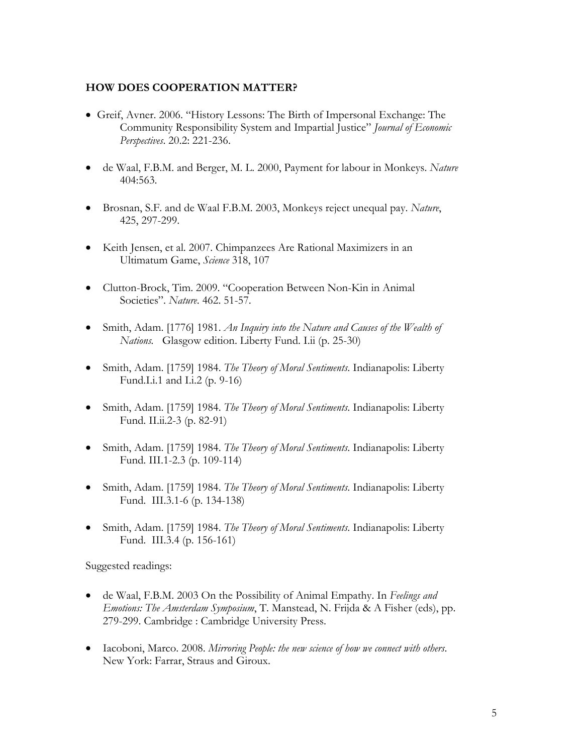**HOW DOES COOPERATION MATTER?**

- Greif, Avner. 2006. "History Lessons: The Birth of Impersonal Exchange: The Community Responsibility System and Impartial Justice" *Journal of Economic Perspectives*. 20.2: 221-236.

- de Waal, F.B.M. and Berger, M. L. 2000, Payment for labour in Monkeys. *Nature* 404:563.

- Brosnan, S.F. and de Waal F.B.M. 2003, Monkeys reject unequal pay. *Nature*, 425, 297-299.

- Keith Jensen, et al. 2007. Chimpanzees Are Rational Maximizers in an Ultimatum Game, *Science* 318, 107

- Clutton-Brock, Tim. 2009. "Cooperation Between Non-Kin in Animal Societies". *Nature*. 462. 51-57.

- Smith, Adam. [1776] 1981. *An Inquiry into the Nature and Causes of the Wealth of Nations.* Glasgow edition. Liberty Fund. I.ii (p. 25-30)

- Smith, Adam. [1759] 1984. *The Theory of Moral Sentiments*. Indianapolis: Liberty Fund.I.i.1 and I.i.2 (p. 9-16)

- Smith, Adam. [1759] 1984. *The Theory of Moral Sentiments*. Indianapolis: Liberty Fund. II.ii.2-3 (p. 82-91)

- Smith, Adam. [1759] 1984. *The Theory of Moral Sentiments*. Indianapolis: Liberty Fund. III.1-2.3 (p. 109-114)

- Smith, Adam. [1759] 1984. *The Theory of Moral Sentiments*. Indianapolis: Liberty Fund. III.3.1-6 (p. 134-138)

- Smith, Adam. [1759] 1984. *The Theory of Moral Sentiments*. Indianapolis: Liberty Fund. III.3.4 (p. 156-161)

Suggested readings:

- de Waal, F.B.M. 2003 On the Possibility of Animal Empathy. In *Feelings and Emotions: The Amsterdam Symposium*, T. Manstead, N. Frijda & A Fisher (eds), pp. 279-299. Cambridge : Cambridge University Press.

- Iacoboni, Marco. 2008. *Mirroring People: the new science of how we connect with others*. New York: Farrar, Straus and Giroux.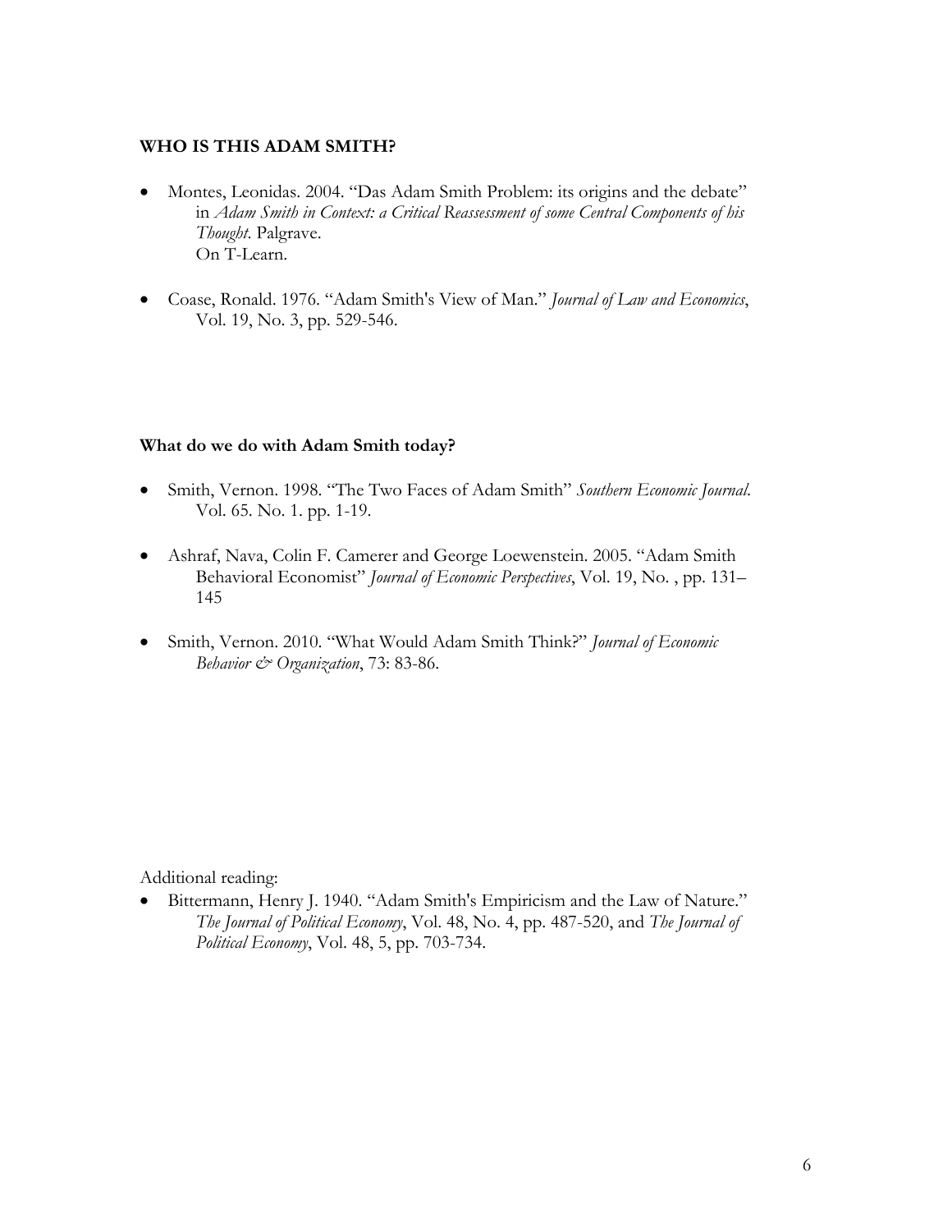**WHO IS THIS ADAM SMITH?**

- Montes, Leonidas. 2004. "Das Adam Smith Problem: its origins and the debate" in *Adam Smith in Context: a Critical Reassessment of some Central Components of his Thought*. Palgrave.  
  On T-Learn.

- Coase, Ronald. 1976. "Adam Smith's View of Man." *Journal of Law and Economics*, Vol. 19, No. 3, pp. 529-546.

**What do we do with Adam Smith today?**

- Smith, Vernon. 1998. "The Two Faces of Adam Smith" *Southern Economic Journal*. Vol. 65. No. 1. pp. 1-19.

- Ashraf, Nava, Colin F. Camerer and George Loewenstein. 2005. "Adam Smith Behavioral Economist" *Journal of Economic Perspectives*, Vol. 19, No. , pp. 131–145

- Smith, Vernon. 2010. "What Would Adam Smith Think?" *Journal of Economic Behavior & Organization*, 73: 83-86.

Additional reading:

- Bittermann, Henry J. 1940. "Adam Smith's Empiricism and the Law of Nature." *The Journal of Political Economy*, Vol. 48, No. 4, pp. 487-520, and *The Journal of Political Economy*, Vol. 48, 5, pp. 703-734.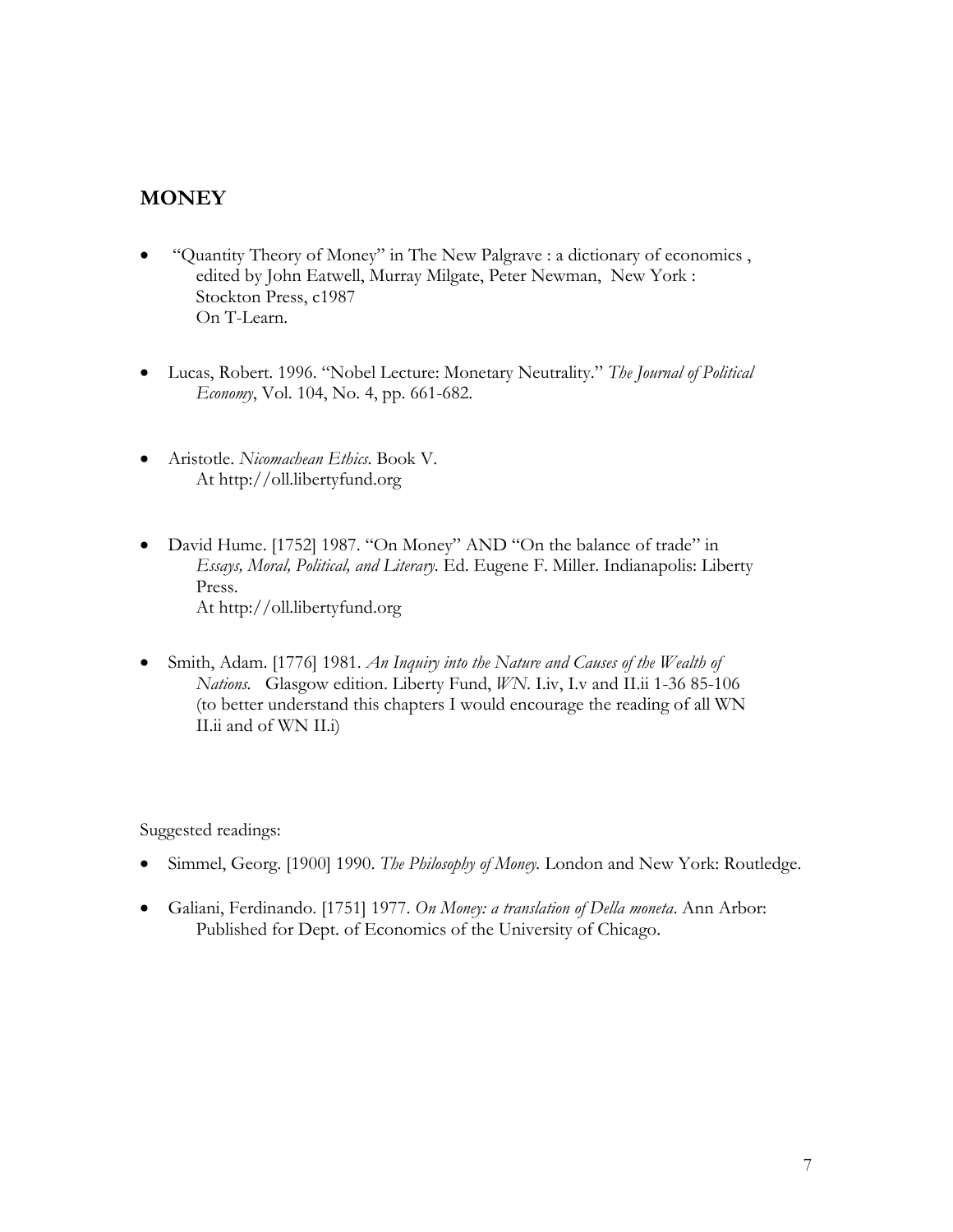## MONEY

- "Quantity Theory of Money" in The New Palgrave : a dictionary of economics , edited by John Eatwell, Murray Milgate, Peter Newman, New York : Stockton Press, c1987
  On T-Learn.

- Lucas, Robert. 1996. "Nobel Lecture: Monetary Neutrality." *The Journal of Political Economy*, Vol. 104, No. 4, pp. 661-682.

- Aristotle. *Nicomachean Ethics*. Book V.
  At http://oll.libertyfund.org

- David Hume. [1752] 1987. "On Money" AND "On the balance of trade" in *Essays, Moral, Political, and Literary*. Ed. Eugene F. Miller. Indianapolis: Liberty Press.
  At http://oll.libertyfund.org

- Smith, Adam. [1776] 1981. *An Inquiry into the Nature and Causes of the Wealth of Nations*. Glasgow edition. Liberty Fund, *WN*. I.iv, I.v and II.ii 1-36 85-106 (to better understand this chapters I would encourage the reading of all WN II.ii and of WN II.i)

Suggested readings:

- Simmel, Georg. [1900] 1990. *The Philosophy of Money*. London and New York: Routledge.

- Galiani, Ferdinando. [1751] 1977. *On Money: a translation of Della moneta*. Ann Arbor: Published for Dept. of Economics of the University of Chicago.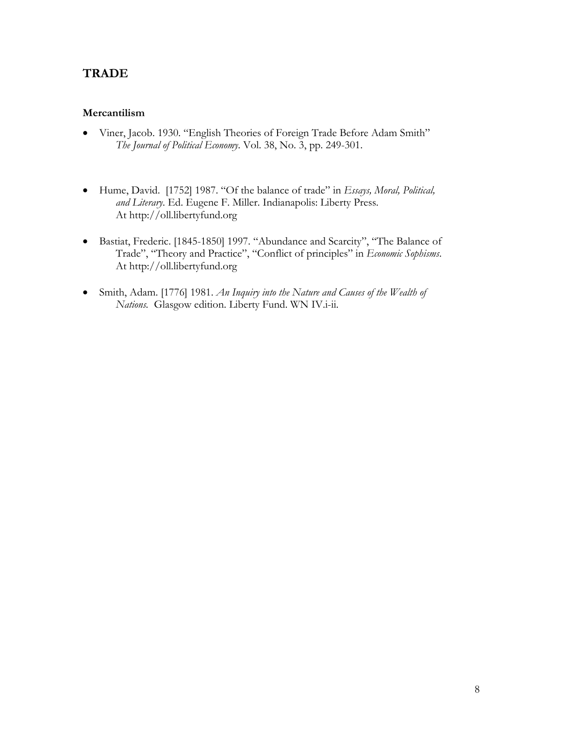## TRADE

### Mercantilism

- Viner, Jacob. 1930. "English Theories of Foreign Trade Before Adam Smith" *The Journal of Political Economy*. Vol. 38, No. 3, pp. 249-301.

- Hume, David. [1752] 1987. "Of the balance of trade" in *Essays, Moral, Political, and Literary*. Ed. Eugene F. Miller. Indianapolis: Liberty Press. At http://oll.libertyfund.org

- Bastiat, Frederic. [1845-1850] 1997. "Abundance and Scarcity", "The Balance of Trade", "Theory and Practice", "Conflict of principles" in *Economic Sophisms*. At http://oll.libertyfund.org

- Smith, Adam. [1776] 1981. *An Inquiry into the Nature and Causes of the Wealth of Nations.* Glasgow edition. Liberty Fund. WN IV.i-ii.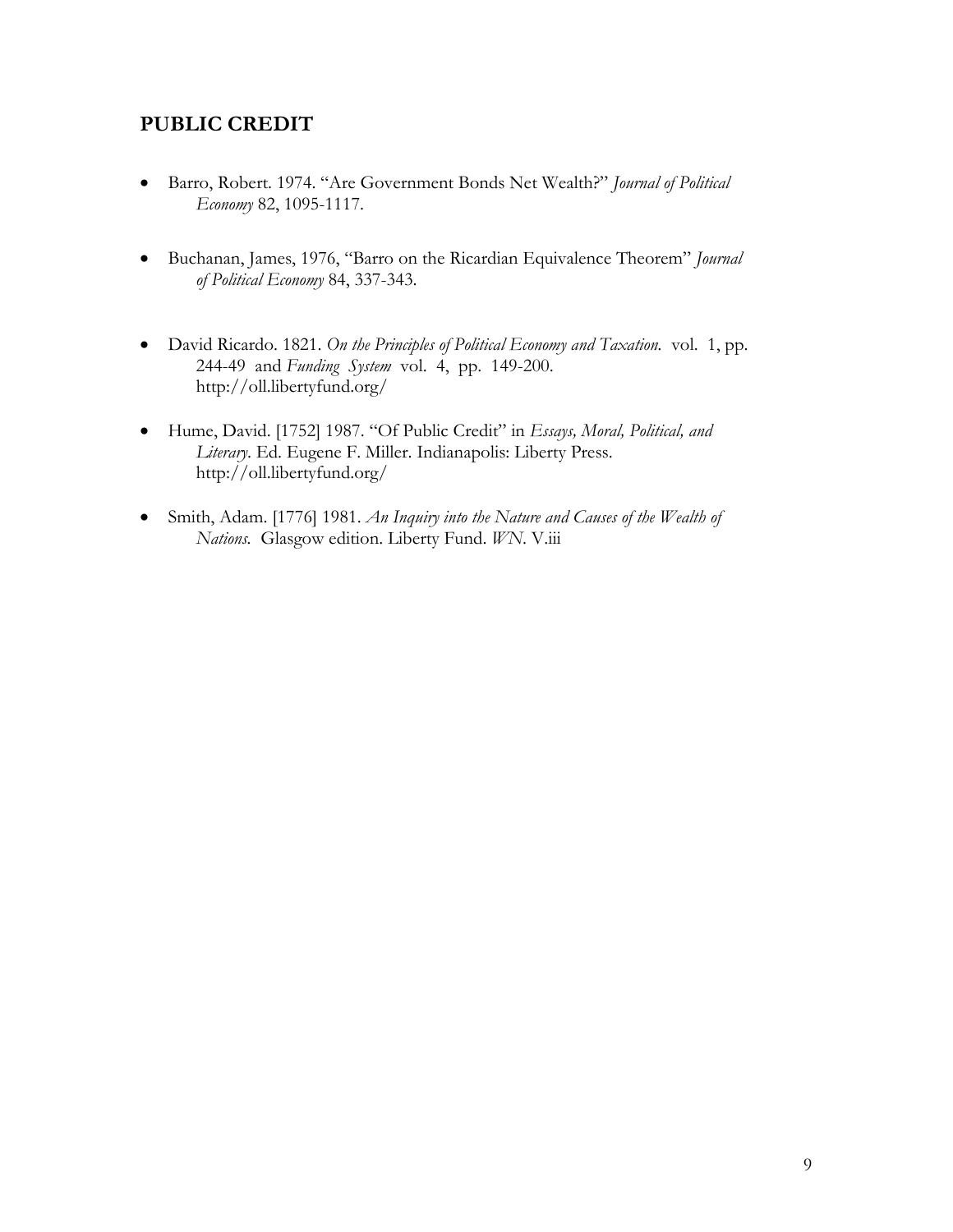## PUBLIC CREDIT

- Barro, Robert. 1974. "Are Government Bonds Net Wealth?" *Journal of Political Economy* 82, 1095-1117.

- Buchanan, James, 1976, "Barro on the Ricardian Equivalence Theorem" *Journal of Political Economy* 84, 337-343.

- David Ricardo. 1821. *On the Principles of Political Economy and Taxation.* vol. 1, pp. 244-49 and *Funding System* vol. 4, pp. 149-200. http://oll.libertyfund.org/

- Hume, David. [1752] 1987. "Of Public Credit" in *Essays, Moral, Political, and Literary*. Ed. Eugene F. Miller. Indianapolis: Liberty Press. http://oll.libertyfund.org/

- Smith, Adam. [1776] 1981. *An Inquiry into the Nature and Causes of the Wealth of Nations.* Glasgow edition. Liberty Fund. *WN*. V.iii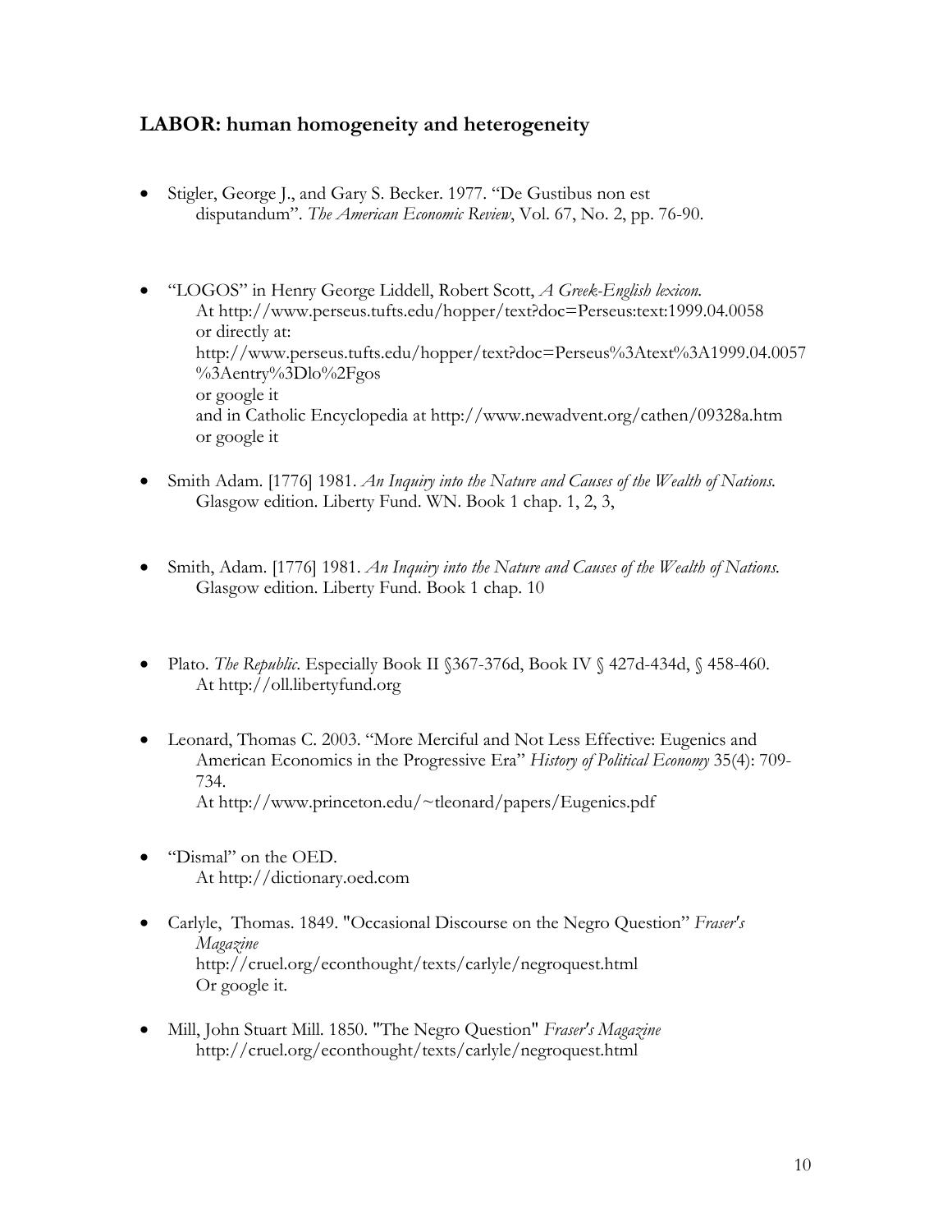## **LABOR:** human homogeneity and heterogeneity

- Stigler, George J., and Gary S. Becker. 1977. "De Gustibus non est disputandum". *The American Economic Review*, Vol. 67, No. 2, pp. 76-90.

- "LOGOS" in Henry George Liddell, Robert Scott, *A Greek-English lexicon.* At http://www.perseus.tufts.edu/hopper/text?doc=Perseus:text:1999.04.0058 or directly at: http://www.perseus.tufts.edu/hopper/text?doc=Perseus%3Atext%3A1999.04.0057%3Aentry%3Dlo%2Fgos or google it and in Catholic Encyclopedia at http://www.newadvent.org/cathen/09328a.htm or google it

- Smith Adam. [1776] 1981. *An Inquiry into the Nature and Causes of the Wealth of Nations.* Glasgow edition. Liberty Fund. WN. Book 1 chap. 1, 2, 3,

- Smith, Adam. [1776] 1981. *An Inquiry into the Nature and Causes of the Wealth of Nations.* Glasgow edition. Liberty Fund. Book 1 chap. 10

- Plato. *The Republic.* Especially Book II §367-376d, Book IV § 427d-434d, § 458-460. At http://oll.libertyfund.org

- Leonard, Thomas C. 2003. "More Merciful and Not Less Effective: Eugenics and American Economics in the Progressive Era" *History of Political Economy* 35(4): 709-734. At http://www.princeton.edu/~tleonard/papers/Eugenics.pdf

- "Dismal" on the OED. At http://dictionary.oed.com

- Carlyle, Thomas. 1849. "Occasional Discourse on the Negro Question" *Fraser's Magazine* http://cruel.org/econthought/texts/carlyle/negroquest.html Or google it.

- Mill, John Stuart Mill. 1850. "The Negro Question" *Fraser's Magazine* http://cruel.org/econthought/texts/carlyle/negroquest.html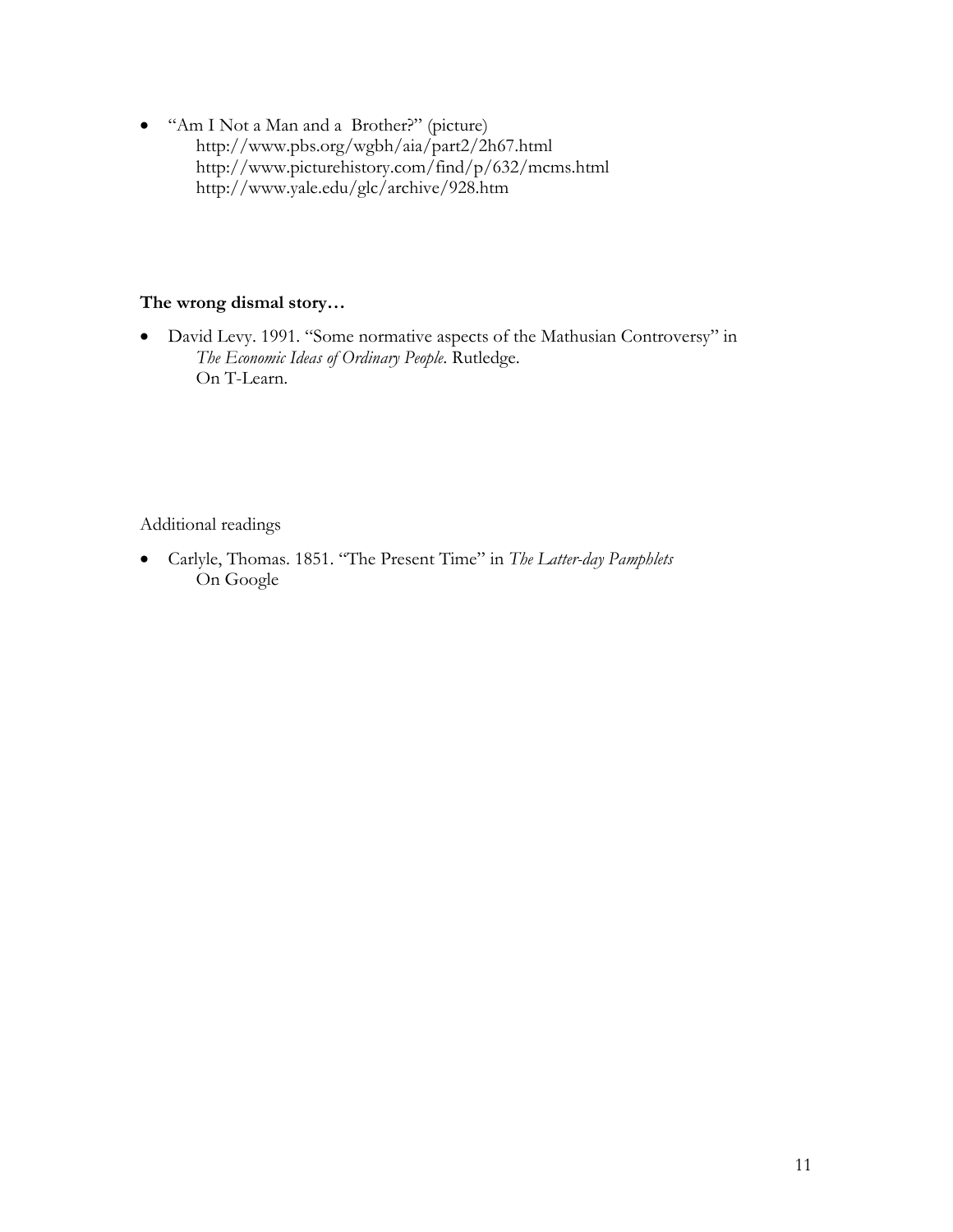- "Am I Not a Man and a  Brother?" (picture)
  http://www.pbs.org/wgbh/aia/part2/2h67.html
  http://www.picturehistory.com/find/p/632/mcms.html
  http://www.yale.edu/glc/archive/928.htm

**The wrong dismal story…**

- David Levy. 1991. "Some normative aspects of the Mathusian Controversy" in *The Economic Ideas of Ordinary People*. Rutledge.
  On T-Learn.

Additional readings

- Carlyle, Thomas. 1851. "The Present Time" in *The Latter-day Pamphlets*
  On Google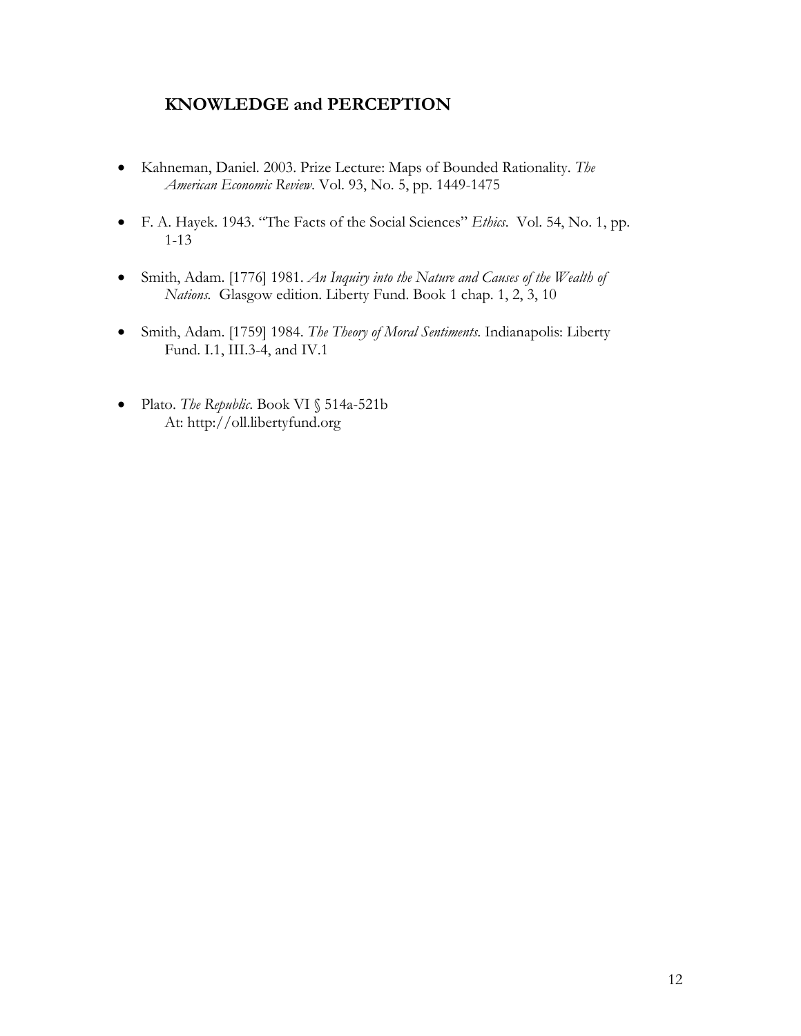## KNOWLEDGE and PERCEPTION

- Kahneman, Daniel. 2003. Prize Lecture: Maps of Bounded Rationality. *The American Economic Review*. Vol. 93, No. 5, pp. 1449-1475
- F. A. Hayek. 1943. "The Facts of the Social Sciences" *Ethics*. Vol. 54, No. 1, pp. 1-13
- Smith, Adam. [1776] 1981. *An Inquiry into the Nature and Causes of the Wealth of Nations*. Glasgow edition. Liberty Fund. Book 1 chap. 1, 2, 3, 10
- Smith, Adam. [1759] 1984. *The Theory of Moral Sentiments*. Indianapolis: Liberty Fund. I.1, III.3-4, and IV.1
- Plato. *The Republic*. Book VI § 514a-521b
  At: http://oll.libertyfund.org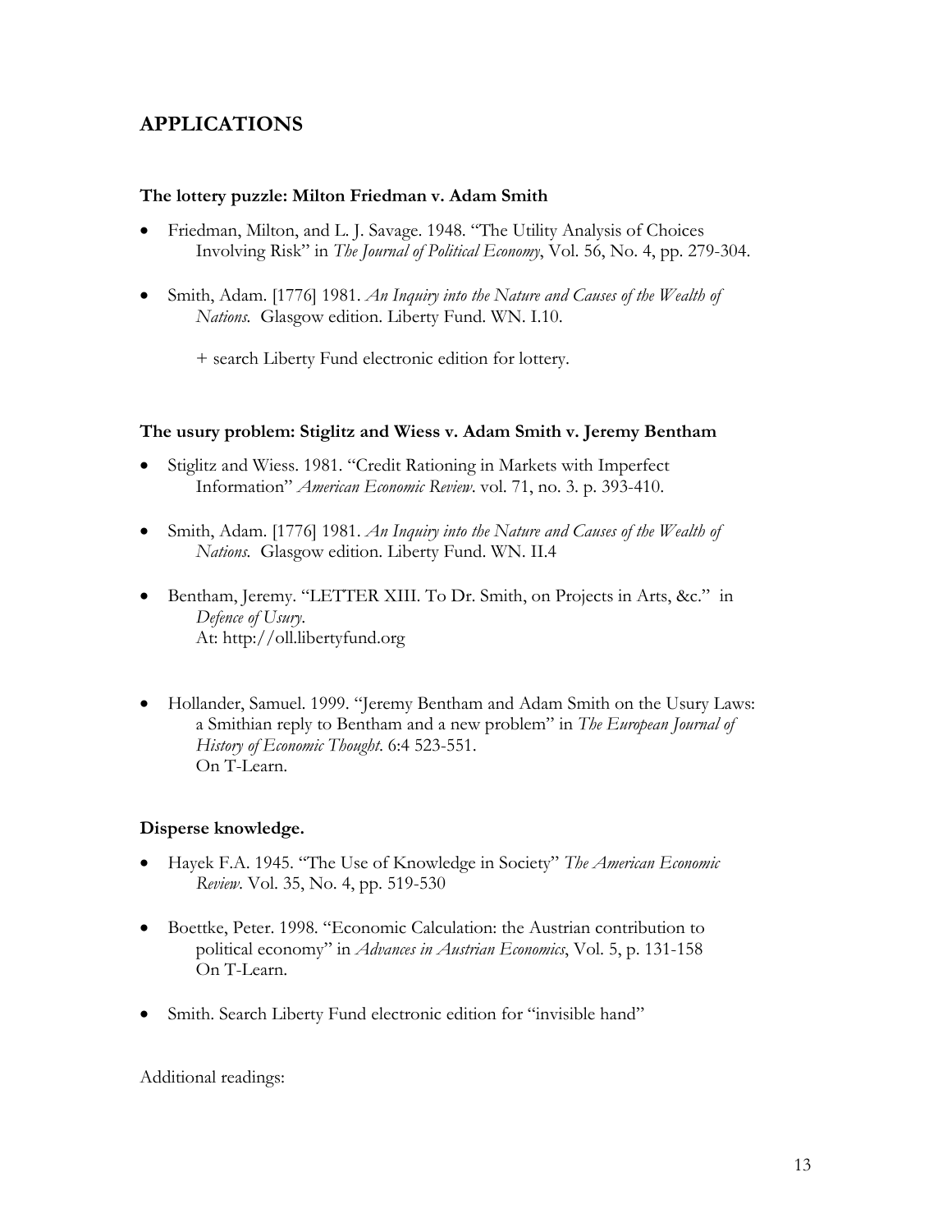## APPLICATIONS

### The lottery puzzle: Milton Friedman v. Adam Smith

- Friedman, Milton, and L. J. Savage. 1948. "The Utility Analysis of Choices Involving Risk" in *The Journal of Political Economy*, Vol. 56, No. 4, pp. 279-304.

- Smith, Adam. [1776] 1981. *An Inquiry into the Nature and Causes of the Wealth of Nations.* Glasgow edition. Liberty Fund. WN. I.10.

  + search Liberty Fund electronic edition for lottery.

### The usury problem: Stiglitz and Wiess v. Adam Smith v. Jeremy Bentham

- Stiglitz and Wiess. 1981. "Credit Rationing in Markets with Imperfect Information" *American Economic Review*. vol. 71, no. 3. p. 393-410.

- Smith, Adam. [1776] 1981. *An Inquiry into the Nature and Causes of the Wealth of Nations.* Glasgow edition. Liberty Fund. WN. II.4

- Bentham, Jeremy. "LETTER XIII. To Dr. Smith, on Projects in Arts, &c." in *Defence of Usury*.
  At: http://oll.libertyfund.org

- Hollander, Samuel. 1999. "Jeremy Bentham and Adam Smith on the Usury Laws: a Smithian reply to Bentham and a new problem" in *The European Journal of History of Economic Thought*. 6:4 523-551.
  On T-Learn.

### Disperse knowledge.

- Hayek F.A. 1945. "The Use of Knowledge in Society" *The American Economic Review*. Vol. 35, No. 4, pp. 519-530

- Boettke, Peter. 1998. "Economic Calculation: the Austrian contribution to political economy" in *Advances in Austrian Economics*, Vol. 5, p. 131-158
  On T-Learn.

- Smith. Search Liberty Fund electronic edition for "invisible hand"

Additional readings: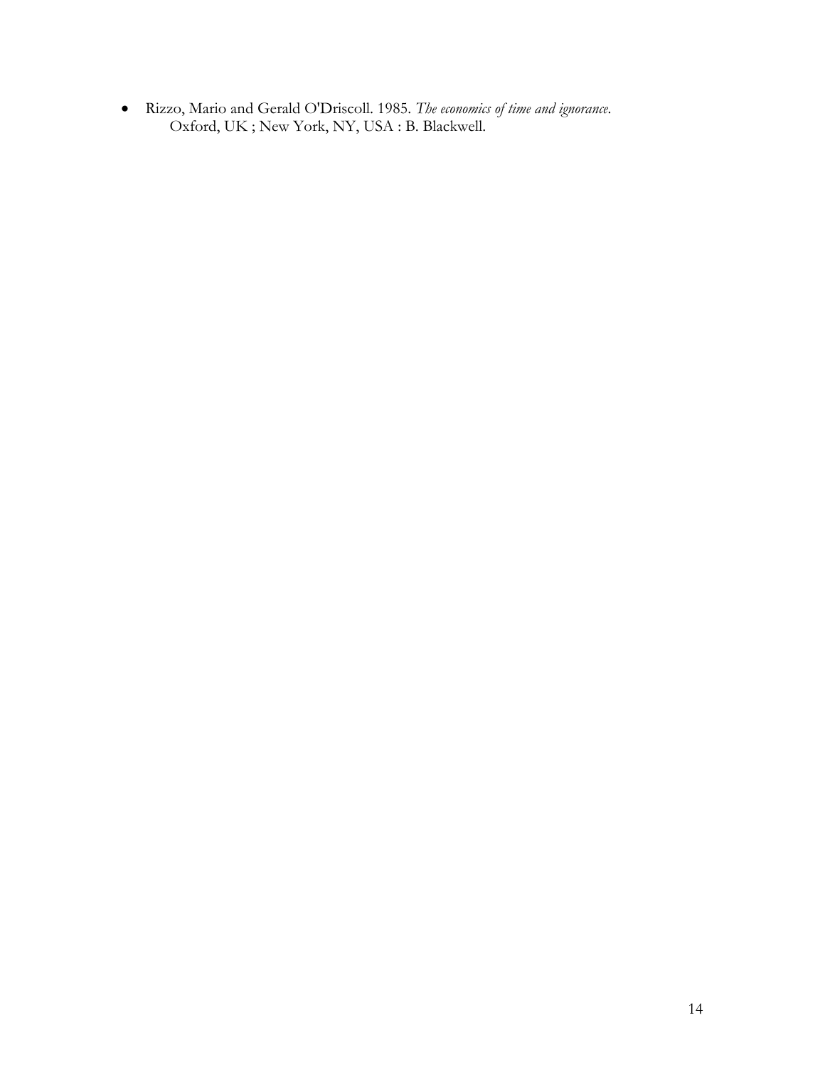- Rizzo, Mario and Gerald O'Driscoll. 1985. *The economics of time and ignorance*. Oxford, UK ; New York, NY, USA : B. Blackwell.